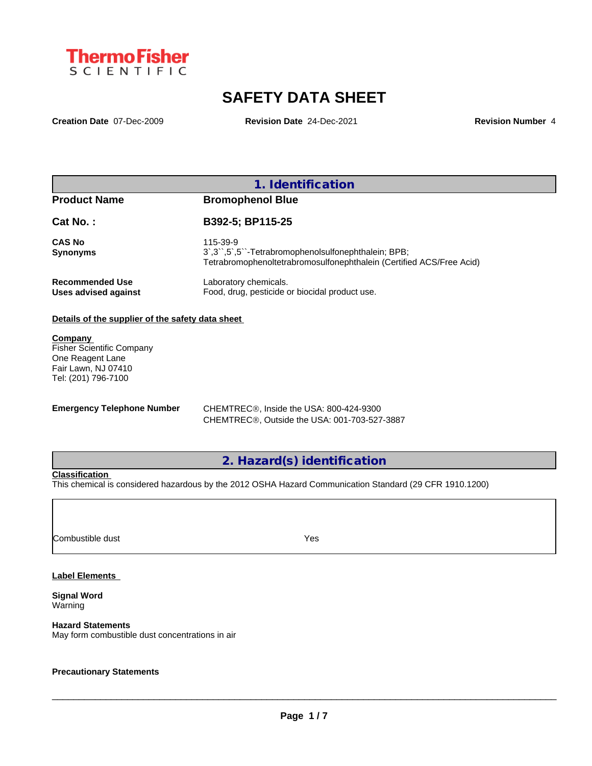ThermoFisher SCIENTIFIC

# SAFETY DATA SHEET

**Creation Date** 07-Dec-2009 **Revision Date** 24-Dec-2021 **Revision Number** 4

## 1. Identification

| | |
|---|---|
| **Product Name** | **Bromophenol Blue** |
| **Cat No. :** | **B392-5; BP115-25** |
| **CAS No** | 115-39-9 |
| **Synonyms** | 3`,3``,5`,5``-Tetrabromophenolsulfonephthalein; BPB; Tetrabromophenoltetrabromosulfonephthalein (Certified ACS/Free Acid) |
| **Recommended Use** | Laboratory chemicals. |
| **Uses advised against** | Food, drug, pesticide or biocidal product use. |

**Details of the supplier of the safety data sheet**

**Company**
Fisher Scientific Company
One Reagent Lane
Fair Lawn, NJ 07410
Tel: (201) 796-7100

**Emergency Telephone Number**
CHEMTREC®, Inside the USA: 800-424-9300
CHEMTREC®, Outside the USA: 001-703-527-3887

## 2. Hazard(s) identification

**Classification**
This chemical is considered hazardous by the 2012 OSHA Hazard Communication Standard (29 CFR 1910.1200)

| | |
|---|---|
| Combustible dust | Yes |

**Label Elements**

**Signal Word**
Warning

**Hazard Statements**
May form combustible dust concentrations in air

**Precautionary Statements**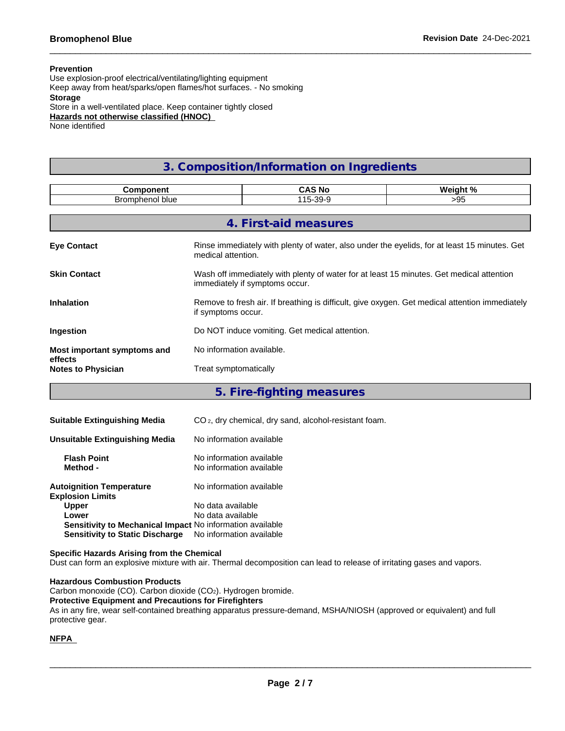**Prevention**
Use explosion-proof electrical/ventilating/lighting equipment
Keep away from heat/sparks/open flames/hot surfaces. - No smoking
**Storage**
Store in a well-ventilated place. Keep container tightly closed
**Hazards not otherwise classified (HNOC)**
None identified

## 3. Composition/Information on Ingredients

| Component | CAS No | Weight % |
|---|---|---|
| Bromphenol blue | 115-39-9 | >95 |

## 4. First-aid measures

**Eye Contact**
Rinse immediately with plenty of water, also under the eyelids, for at least 15 minutes. Get medical attention.

**Skin Contact**
Wash off immediately with plenty of water for at least 15 minutes. Get medical attention immediately if symptoms occur.

**Inhalation**
Remove to fresh air. If breathing is difficult, give oxygen. Get medical attention immediately if symptoms occur.

**Ingestion**
Do NOT induce vomiting. Get medical attention.

**Most important symptoms and effects**
No information available.

**Notes to Physician**
Treat symptomatically

## 5. Fire-fighting measures

**Suitable Extinguishing Media**
$CO_2$, dry chemical, dry sand, alcohol-resistant foam.

**Unsuitable Extinguishing Media**
No information available

**Flash Point** No information available
**Method -** No information available

**Autoignition Temperature** No information available
**Explosion Limits**
**Upper** No data available
**Lower** No data available
**Sensitivity to Mechanical Impact** No information available
**Sensitivity to Static Discharge** No information available

**Specific Hazards Arising from the Chemical**
Dust can form an explosive mixture with air. Thermal decomposition can lead to release of irritating gases and vapors.

**Hazardous Combustion Products**
Carbon monoxide (CO). Carbon dioxide ($CO_2$). Hydrogen bromide.
**Protective Equipment and Precautions for Firefighters**
As in any fire, wear self-contained breathing apparatus pressure-demand, MSHA/NIOSH (approved or equivalent) and full protective gear.

**NFPA**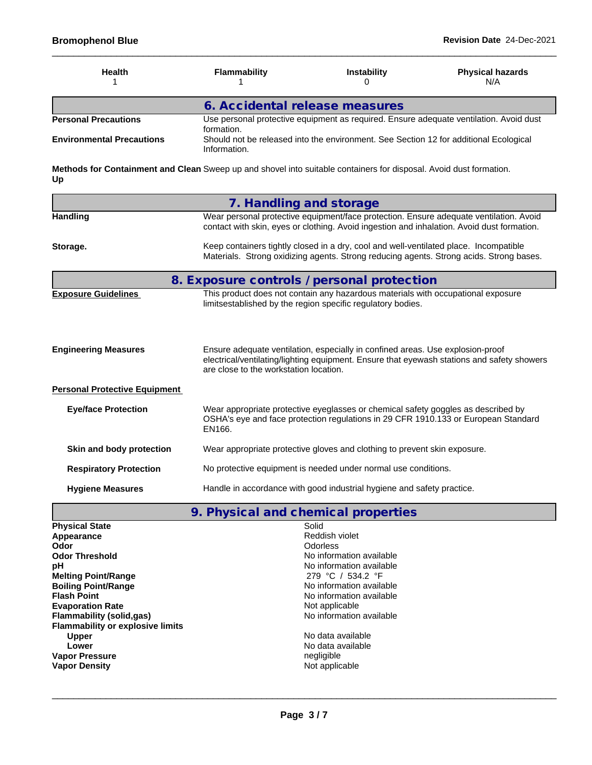| Health | Flammability | Instability | Physical hazards |
| --- | --- | --- | --- |
| 1 | 1 | 0 | N/A |

## 6. Accidental release measures

**Personal Precautions** Use personal protective equipment as required. Ensure adequate ventilation. Avoid dust formation.

**Environmental Precautions** Should not be released into the environment. See Section 12 for additional Ecological Information.

**Methods for Containment and Clean Up** Sweep up and shovel into suitable containers for disposal. Avoid dust formation.

## 7. Handling and storage

**Handling** Wear personal protective equipment/face protection. Ensure adequate ventilation. Avoid contact with skin, eyes or clothing. Avoid ingestion and inhalation. Avoid dust formation.

**Storage.** Keep containers tightly closed in a dry, cool and well-ventilated place. Incompatible Materials. Strong oxidizing agents. Strong reducing agents. Strong acids. Strong bases.

## 8. Exposure controls / personal protection

**Exposure Guidelines** This product does not contain any hazardous materials with occupational exposure limitsestablished by the region specific regulatory bodies.

**Engineering Measures** Ensure adequate ventilation, especially in confined areas. Use explosion-proof electrical/ventilating/lighting equipment. Ensure that eyewash stations and safety showers are close to the workstation location.

**Personal Protective Equipment**

**Eye/face Protection** Wear appropriate protective eyeglasses or chemical safety goggles as described by OSHA's eye and face protection regulations in 29 CFR 1910.133 or European Standard EN166.

**Skin and body protection** Wear appropriate protective gloves and clothing to prevent skin exposure.

**Respiratory Protection** No protective equipment is needed under normal use conditions.

**Hygiene Measures** Handle in accordance with good industrial hygiene and safety practice.

## 9. Physical and chemical properties

| | |
| --- | --- |
| **Physical State** | Solid |
| **Appearance** | Reddish violet |
| **Odor** | Odorless |
| **Odor Threshold** | No information available |
| **pH** | No information available |
| **Melting Point/Range** | 279 °C / 534.2 °F |
| **Boiling Point/Range** | No information available |
| **Flash Point** | No information available |
| **Evaporation Rate** | Not applicable |
| **Flammability (solid,gas)** | No information available |
| **Flammability or explosive limits** | |
| Upper | No data available |
| Lower | No data available |
| **Vapor Pressure** | negligible |
| **Vapor Density** | Not applicable |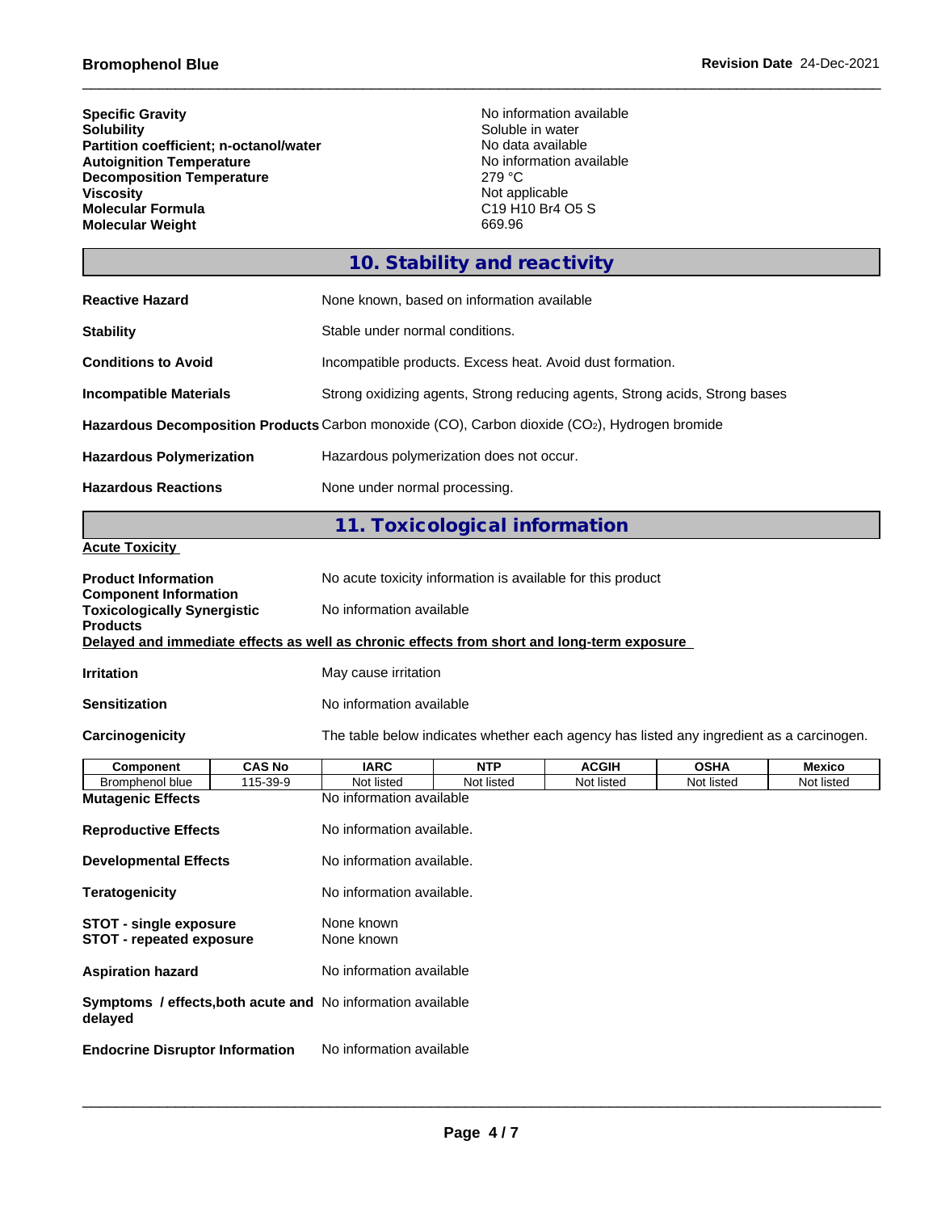| | |
|---|---|
| **Specific Gravity** | No information available |
| **Solubility** | Soluble in water |
| **Partition coefficient; n-octanol/water** | No data available |
| **Autoignition Temperature** | No information available |
| **Decomposition Temperature** | 279 °C |
| **Viscosity** | Not applicable |
| **Molecular Formula** | C19 H10 Br4 O5 S |
| **Molecular Weight** | 669.96 |

## 10. Stability and reactivity

**Reactive Hazard** None known, based on information available

**Stability** Stable under normal conditions.

**Conditions to Avoid** Incompatible products. Excess heat. Avoid dust formation.

**Incompatible Materials** Strong oxidizing agents, Strong reducing agents, Strong acids, Strong bases

**Hazardous Decomposition Products** Carbon monoxide (CO), Carbon dioxide ($CO_2$), Hydrogen bromide

**Hazardous Polymerization** Hazardous polymerization does not occur.

**Hazardous Reactions** None under normal processing.

## 11. Toxicological information

**Acute Toxicity**

**Product Information** No acute toxicity information is available for this product

**Component Information**

**Toxicologically Synergistic Products** No information available

**Delayed and immediate effects as well as chronic effects from short and long-term exposure**

**Irritation** May cause irritation

**Sensitization** No information available

**Carcinogenicity** The table below indicates whether each agency has listed any ingredient as a carcinogen.

| Component | CAS No | IARC | NTP | ACGIH | OSHA | Mexico |
|---|---|---|---|---|---|---|
| Bromphenol blue | 115-39-9 | Not listed | Not listed | Not listed | Not listed | Not listed |

**Mutagenic Effects** No information available

**Reproductive Effects** No information available.

**Developmental Effects** No information available.

**Teratogenicity** No information available.

**STOT - single exposure** None known

**STOT - repeated exposure** None known

**Aspiration hazard** No information available

**Symptoms / effects,both acute and delayed** No information available

**Endocrine Disruptor Information** No information available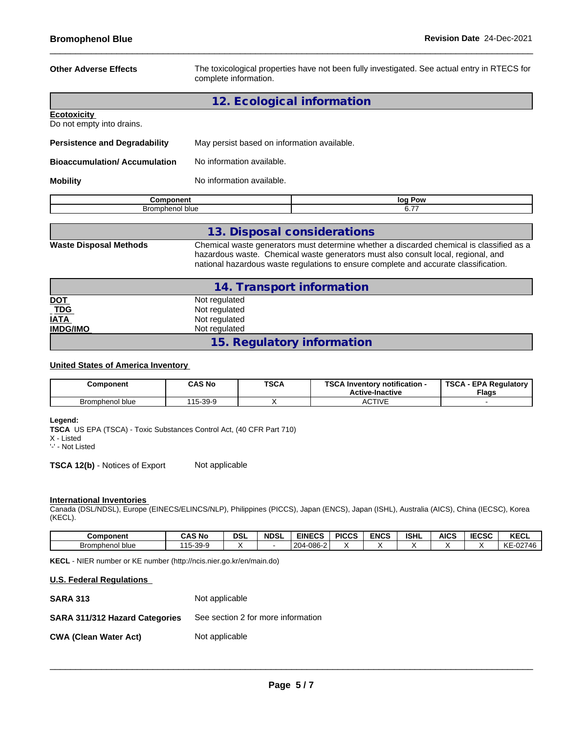**Other Adverse Effects** The toxicological properties have not been fully investigated. See actual entry in RTECS for complete information.

## 12. Ecological information

**Ecotoxicity**
Do not empty into drains.

**Persistence and Degradability** May persist based on information available.

**Bioaccumulation/ Accumulation** No information available.

**Mobility** No information available.

| Component | log Pow |
|---|---|
| Bromphenol blue | 6.77 |

## 13. Disposal considerations

**Waste Disposal Methods** Chemical waste generators must determine whether a discarded chemical is classified as a hazardous waste. Chemical waste generators must also consult local, regional, and national hazardous waste regulations to ensure complete and accurate classification.

## 14. Transport information

**DOT** Not regulated
**TDG** Not regulated
**IATA** Not regulated
**IMDG/IMO** Not regulated

## 15. Regulatory information

**United States of America Inventory**

| Component | CAS No | TSCA | TSCA Inventory notification - Active-Inactive | TSCA - EPA Regulatory Flags |
|---|---|---|---|---|
| Bromphenol blue | 115-39-9 | X | ACTIVE | - |

**Legend:**
**TSCA** US EPA (TSCA) - Toxic Substances Control Act, (40 CFR Part 710)
X - Listed
'-' - Not Listed

**TSCA 12(b)** - Notices of Export Not applicable

**International Inventories**
Canada (DSL/NDSL), Europe (EINECS/ELINCS/NLP), Philippines (PICCS), Japan (ENCS), Japan (ISHL), Australia (AICS), China (IECSC), Korea (KECL).

| Component | CAS No | DSL | NDSL | EINECS | PICCS | ENCS | ISHL | AICS | IECSC | KECL |
|---|---|---|---|---|---|---|---|---|---|---|
| Bromphenol blue | 115-39-9 | X | - | 204-086-2 | X | X | X | X | X | KE-02746 |

**KECL** - NIER number or KE number (http://ncis.nier.go.kr/en/main.do)

**U.S. Federal Regulations**

**SARA 313** Not applicable

**SARA 311/312 Hazard Categories** See section 2 for more information

**CWA (Clean Water Act)** Not applicable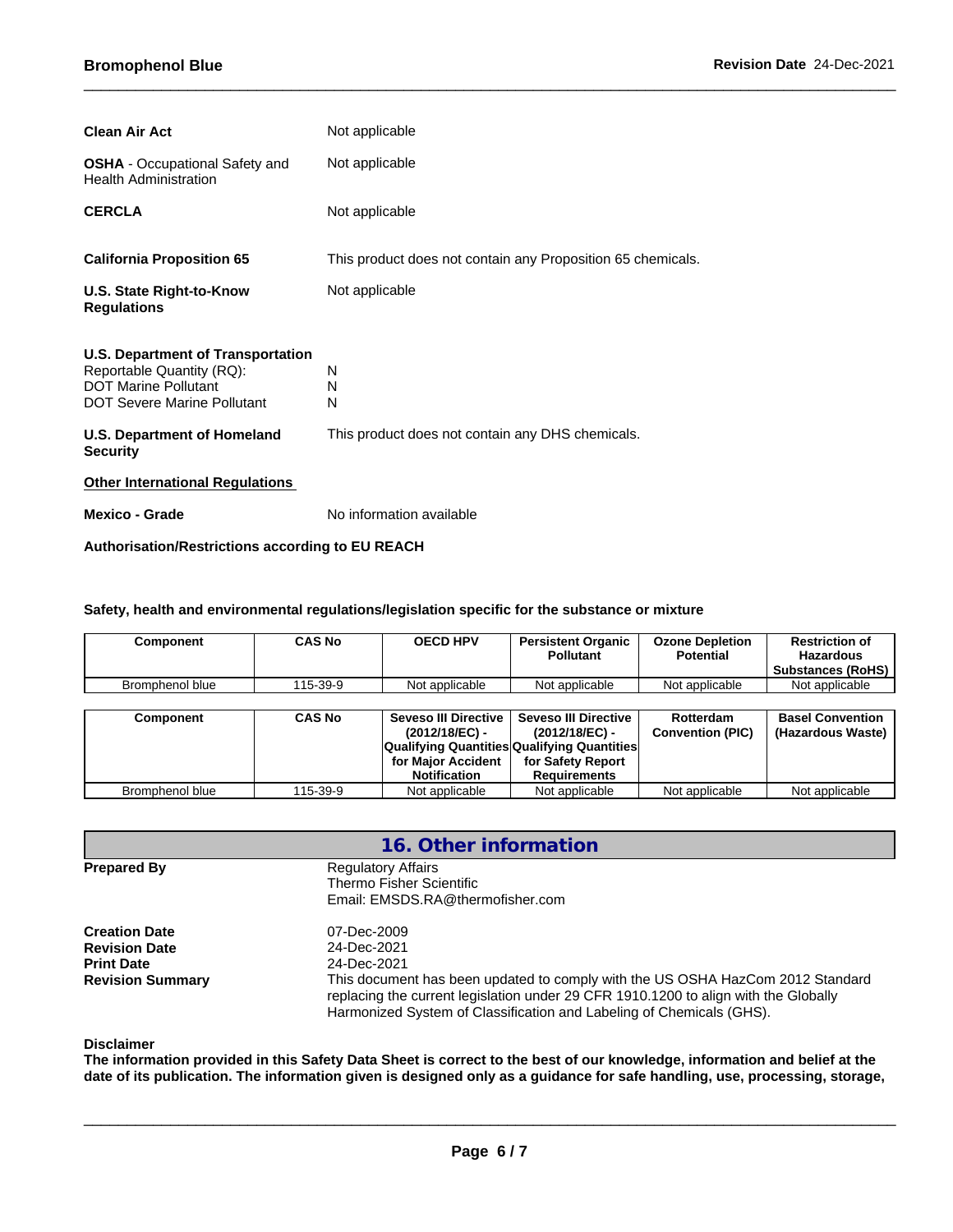**Clean Air Act** Not applicable

**OSHA** - Occupational Safety and Health Administration Not applicable

**CERCLA** Not applicable

**California Proposition 65** This product does not contain any Proposition 65 chemicals.

**U.S. State Right-to-Know Regulations** Not applicable

**U.S. Department of Transportation**

Reportable Quantity (RQ): N

DOT Marine Pollutant N

DOT Severe Marine Pollutant N

**U.S. Department of Homeland Security** This product does not contain any DHS chemicals.

**Other International Regulations**

**Mexico - Grade** No information available

**Authorisation/Restrictions according to EU REACH**

**Safety, health and environmental regulations/legislation specific for the substance or mixture**

| Component | CAS No | OECD HPV | Persistent Organic Pollutant | Ozone Depletion Potential | Restriction of Hazardous Substances (RoHS) |
|---|---|---|---|---|---|
| Bromphenol blue | 115-39-9 | Not applicable | Not applicable | Not applicable | Not applicable |

| Component | CAS No | Seveso III Directive (2012/18/EC) - Qualifying Quantities for Major Accident Notification | Seveso III Directive (2012/18/EC) - Qualifying Quantities for Safety Report Requirements | Rotterdam Convention (PIC) | Basel Convention (Hazardous Waste) |
|---|---|---|---|---|---|
| Bromphenol blue | 115-39-9 | Not applicable | Not applicable | Not applicable | Not applicable |

## 16. Other information

**Prepared By** Regulatory Affairs
Thermo Fisher Scientific
Email: EMSDS.RA@thermofisher.com

**Creation Date** 07-Dec-2009

**Revision Date** 24-Dec-2021

**Print Date** 24-Dec-2021

**Revision Summary** This document has been updated to comply with the US OSHA HazCom 2012 Standard replacing the current legislation under 29 CFR 1910.1200 to align with the Globally Harmonized System of Classification and Labeling of Chemicals (GHS).

**Disclaimer**

**The information provided in this Safety Data Sheet is correct to the best of our knowledge, information and belief at the date of its publication. The information given is designed only as a guidance for safe handling, use, processing, storage,**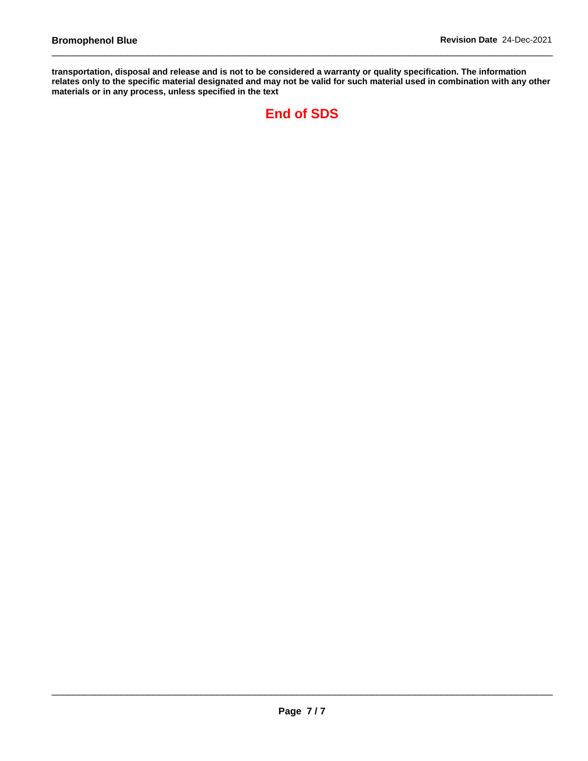**transportation, disposal and release and is not to be considered a warranty or quality specification. The information relates only to the specific material designated and may not be valid for such material used in combination with any other materials or in any process, unless specified in the text**

## End of SDS